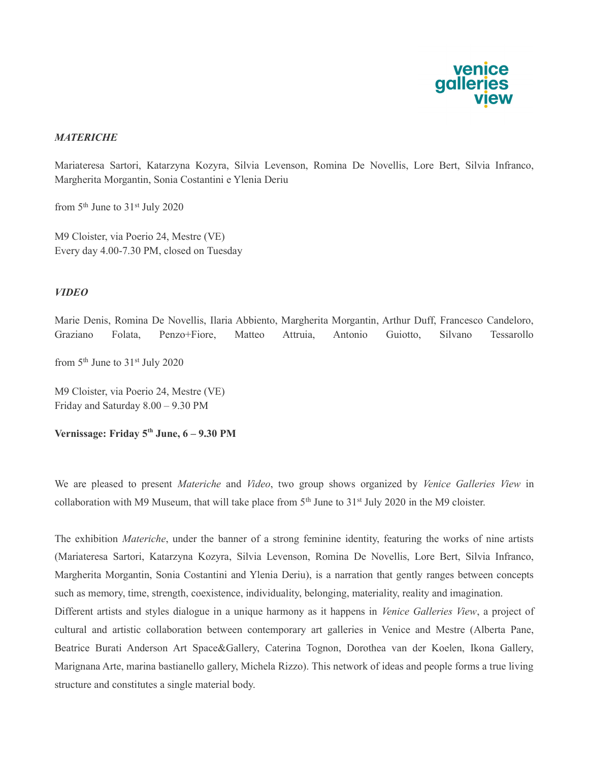venice galleries view

***MATERICHE***

Mariateresa Sartori, Katarzyna Kozyra, Silvia Levenson, Romina De Novellis, Lore Bert, Silvia Infranco, Margherita Morgantin, Sonia Costantini e Ylenia Deriu

from 5th June to 31st July 2020

M9 Cloister, via Poerio 24, Mestre (VE)
Every day 4.00-7.30 PM, closed on Tuesday

***VIDEO***

Marie Denis, Romina De Novellis, Ilaria Abbiento, Margherita Morgantin, Arthur Duff, Francesco Candeloro, Graziano Folata, Penzo+Fiore, Matteo Attruia, Antonio Guiotto, Silvano Tessarollo

from 5th June to 31st July 2020

M9 Cloister, via Poerio 24, Mestre (VE)
Friday and Saturday 8.00 – 9.30 PM

**Vernissage: Friday 5th June, 6 – 9.30 PM**

We are pleased to present *Materiche* and *Video*, two group shows organized by *Venice Galleries View* in collaboration with M9 Museum, that will take place from 5th June to 31st July 2020 in the M9 cloister.

The exhibition *Materiche*, under the banner of a strong feminine identity, featuring the works of nine artists (Mariateresa Sartori, Katarzyna Kozyra, Silvia Levenson, Romina De Novellis, Lore Bert, Silvia Infranco, Margherita Morgantin, Sonia Costantini and Ylenia Deriu), is a narration that gently ranges between concepts such as memory, time, strength, coexistence, individuality, belonging, materiality, reality and imagination.
Different artists and styles dialogue in a unique harmony as it happens in *Venice Galleries View*, a project of cultural and artistic collaboration between contemporary art galleries in Venice and Mestre (Alberta Pane, Beatrice Burati Anderson Art Space&Gallery, Caterina Tognon, Dorothea van der Koelen, Ikona Gallery, Marignana Arte, marina bastianello gallery, Michela Rizzo). This network of ideas and people forms a true living structure and constitutes a single material body.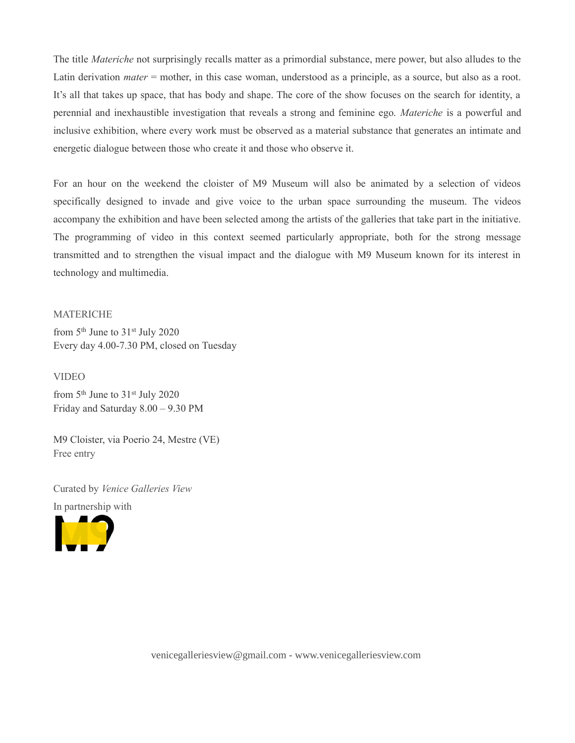The title *Materiche* not surprisingly recalls matter as a primordial substance, mere power, but also alludes to the Latin derivation *mater* = mother, in this case woman, understood as a principle, as a source, but also as a root. It's all that takes up space, that has body and shape. The core of the show focuses on the search for identity, a perennial and inexhaustible investigation that reveals a strong and feminine ego. *Materiche* is a powerful and inclusive exhibition, where every work must be observed as a material substance that generates an intimate and energetic dialogue between those who create it and those who observe it.

For an hour on the weekend the cloister of M9 Museum will also be animated by a selection of videos specifically designed to invade and give voice to the urban space surrounding the museum. The videos accompany the exhibition and have been selected among the artists of the galleries that take part in the initiative. The programming of video in this context seemed particularly appropriate, both for the strong message transmitted and to strengthen the visual impact and the dialogue with M9 Museum known for its interest in technology and multimedia.

MATERICHE

from 5th June to 31st July 2020
Every day 4.00-7.30 PM, closed on Tuesday

VIDEO

from 5th June to 31st July 2020
Friday and Saturday 8.00 – 9.30 PM

M9 Cloister, via Poerio 24, Mestre (VE)
Free entry

Curated by *Venice Galleries View*

In partnership with

M9

venicegalleriesview@gmail.com - www.venicegalleriesview.com